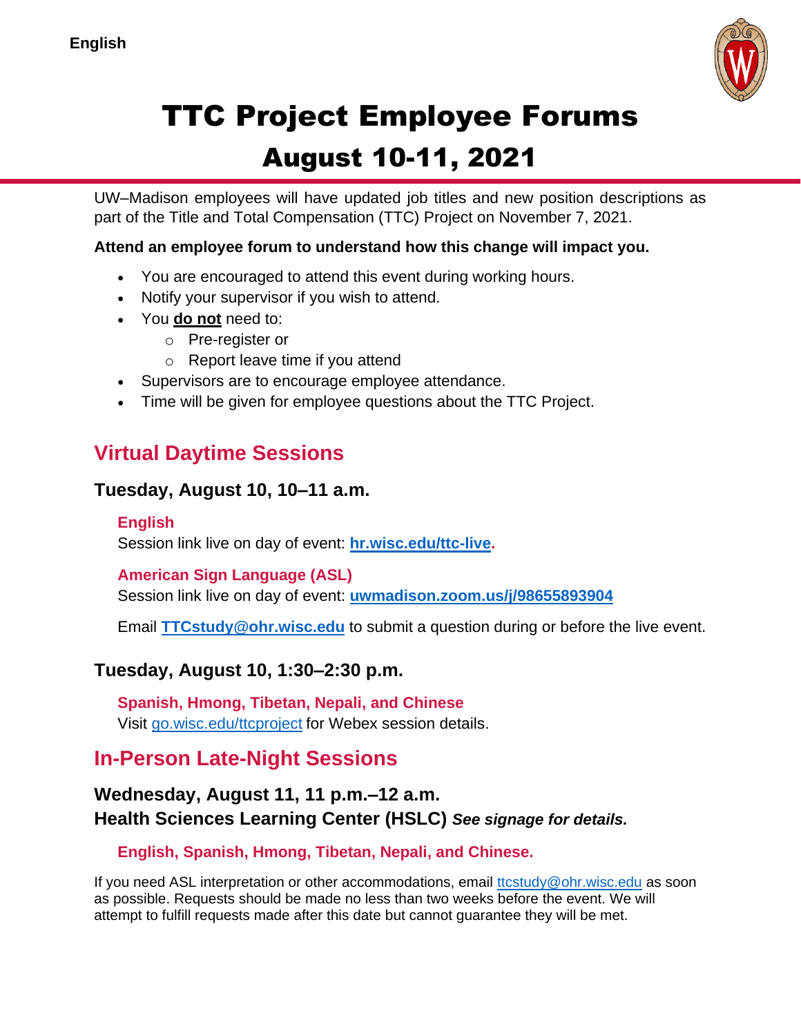English

# TTC Project Employee Forums

# August 10-11, 2021

UW–Madison employees will have updated job titles and new position descriptions as part of the Title and Total Compensation (TTC) Project on November 7, 2021.

**Attend an employee forum to understand how this change will impact you.**

- You are encouraged to attend this event during working hours.
- Notify your supervisor if you wish to attend.
- You **do not** need to:
  - Pre-register or
  - Report leave time if you attend
- Supervisors are to encourage employee attendance.
- Time will be given for employee questions about the TTC Project.

## Virtual Daytime Sessions

### Tuesday, August 10, 10–11 a.m.

**English**
Session link live on day of event: **hr.wisc.edu/ttc-live**.

**American Sign Language (ASL)**
Session link live on day of event: **uwmadison.zoom.us/j/98655893904**

Email **TTCstudy@ohr.wisc.edu** to submit a question during or before the live event.

### Tuesday, August 10, 1:30–2:30 p.m.

**Spanish, Hmong, Tibetan, Nepali, and Chinese**
Visit go.wisc.edu/ttcproject for Webex session details.

## In-Person Late-Night Sessions

### Wednesday, August 11, 11 p.m.–12 a.m.
### Health Sciences Learning Center (HSLC) *See signage for details.*

**English, Spanish, Hmong, Tibetan, Nepali, and Chinese.**

If you need ASL interpretation or other accommodations, email ttcstudy@ohr.wisc.edu as soon as possible. Requests should be made no less than two weeks before the event. We will attempt to fulfill requests made after this date but cannot guarantee they will be met.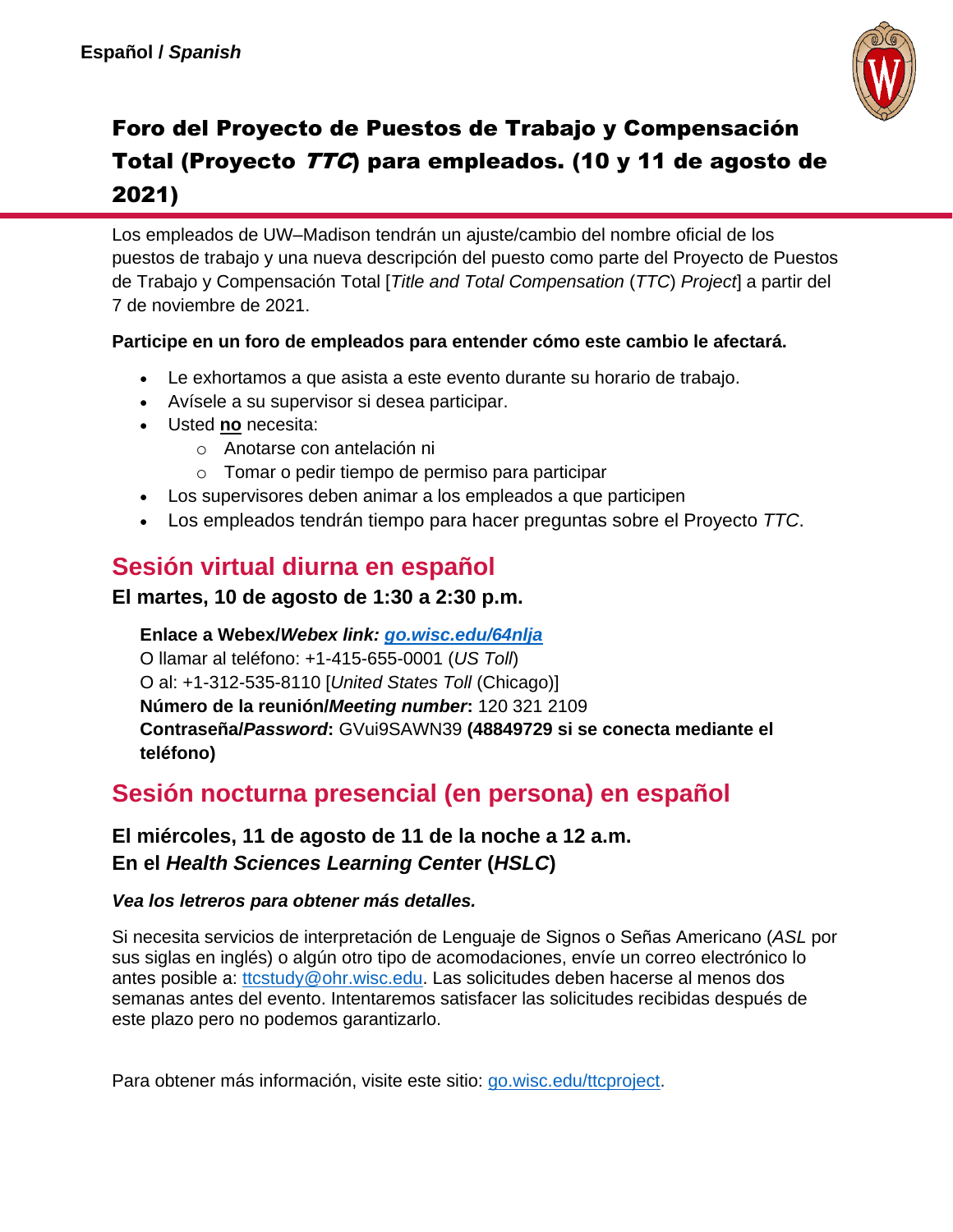**Español / *Spanish***

# Foro del Proyecto de Puestos de Trabajo y Compensación Total (Proyecto *TTC*) para empleados. (10 y 11 de agosto de 2021)

Los empleados de UW–Madison tendrán un ajuste/cambio del nombre oficial de los puestos de trabajo y una nueva descripción del puesto como parte del Proyecto de Puestos de Trabajo y Compensación Total [*Title and Total Compensation* (*TTC*) *Project*] a partir del 7 de noviembre de 2021.

**Participe en un foro de empleados para entender cómo este cambio le afectará.**

- Le exhortamos a que asista a este evento durante su horario de trabajo.
- Avísele a su supervisor si desea participar.
- Usted **no** necesita:
  - Anotarse con antelación ni
  - Tomar o pedir tiempo de permiso para participar
- Los supervisores deben animar a los empleados a que participen
- Los empleados tendrán tiempo para hacer preguntas sobre el Proyecto *TTC*.

## Sesión virtual diurna en español

### El martes, 10 de agosto de 1:30 a 2:30 p.m.

**Enlace a Webex/*Webex link:* *go.wisc.edu/64nlja***
O llamar al teléfono: +1-415-655-0001 (*US Toll*)
O al: +1-312-535-8110 [*United States Toll* (Chicago)]
**Número de la reunión/*Meeting number*:** 120 321 2109
**Contraseña/*Password*:** GVui9SAWN39 **(48849729 si se conecta mediante el teléfono)**

## Sesión nocturna presencial (en persona) en español

### El miércoles, 11 de agosto de 11 de la noche a 12 a.m.
### En el *Health Sciences Learning Cente*r (*HSLC*)

***Vea los letreros para obtener más detalles.***

Si necesita servicios de interpretación de Lenguaje de Signos o Señas Americano (*ASL* por sus siglas en inglés) o algún otro tipo de acomodaciones, envíe un correo electrónico lo antes posible a: ttcstudy@ohr.wisc.edu. Las solicitudes deben hacerse al menos dos semanas antes del evento. Intentaremos satisfacer las solicitudes recibidas después de este plazo pero no podemos garantizarlo.

Para obtener más información, visite este sitio: go.wisc.edu/ttcproject.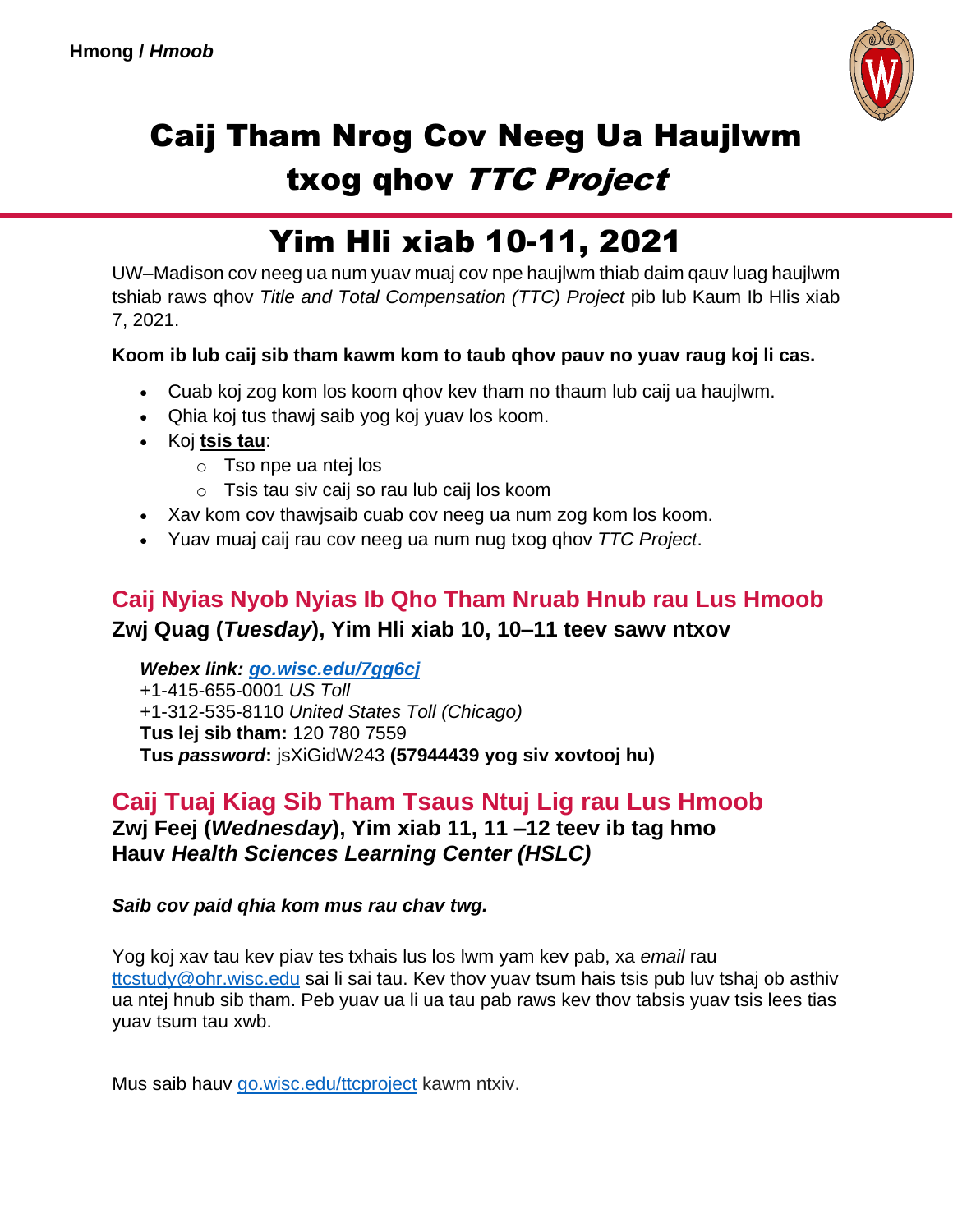**Hmong / *Hmoob***

# Caij Tham Nrog Cov Neeg Ua Haujlwm txog qhov *TTC Project*

# Yim Hli xiab 10-11, 2021

UW–Madison cov neeg ua num yuav muaj cov npe haujlwm thiab daim qauv luag haujlwm tshiab raws qhov *Title and Total Compensation (TTC) Project* pib lub Kaum Ib Hlis xiab 7, 2021.

**Koom ib lub caij sib tham kawm kom to taub qhov pauv no yuav raug koj li cas.**

- Cuab koj zog kom los koom qhov kev tham no thaum lub caij ua haujlwm.
- Qhia koj tus thawj saib yog koj yuav los koom.
- Koj **tsis tau**:
  - Tso npe ua ntej los
  - Tsis tau siv caij so rau lub caij los koom
- Xav kom cov thawjsaib cuab cov neeg ua num zog kom los koom.
- Yuav muaj caij rau cov neeg ua num nug txog qhov *TTC Project*.

## Caij Nyias Nyob Nyias Ib Qho Tham Nruab Hnub rau Lus Hmoob

**Zwj Quag (*Tuesday*), Yim Hli xiab 10, 10–11 teev sawv ntxov**

***Webex link:* go.wisc.edu/7gg6cj**
+1-415-655-0001 *US Toll*
+1-312-535-8110 *United States Toll (Chicago)*
**Tus lej sib tham:** 120 780 7559
**Tus *password*:** jsXiGidW243 **(57944439 yog siv xovtooj hu)**

## Caij Tuaj Kiag Sib Tham Tsaus Ntuj Lig rau Lus Hmoob

**Zwj Feej (*Wednesday*), Yim xiab 11, 11 –12 teev ib tag hmo**
**Hauv *Health Sciences Learning Center (HSLC)***

***Saib cov paid qhia kom mus rau chav twg.***

Yog koj xav tau kev piav tes txhais lus los lwm yam kev pab, xa *email* rau ttcstudy@ohr.wisc.edu sai li sai tau. Kev thov yuav tsum hais tsis pub luv tshaj ob asthiv ua ntej hnub sib tham. Peb yuav ua li ua tau pab raws kev thov tabsis yuav tsis lees tias yuav tsum tau xwb.

Mus saib hauv go.wisc.edu/ttcproject kawm ntxiv.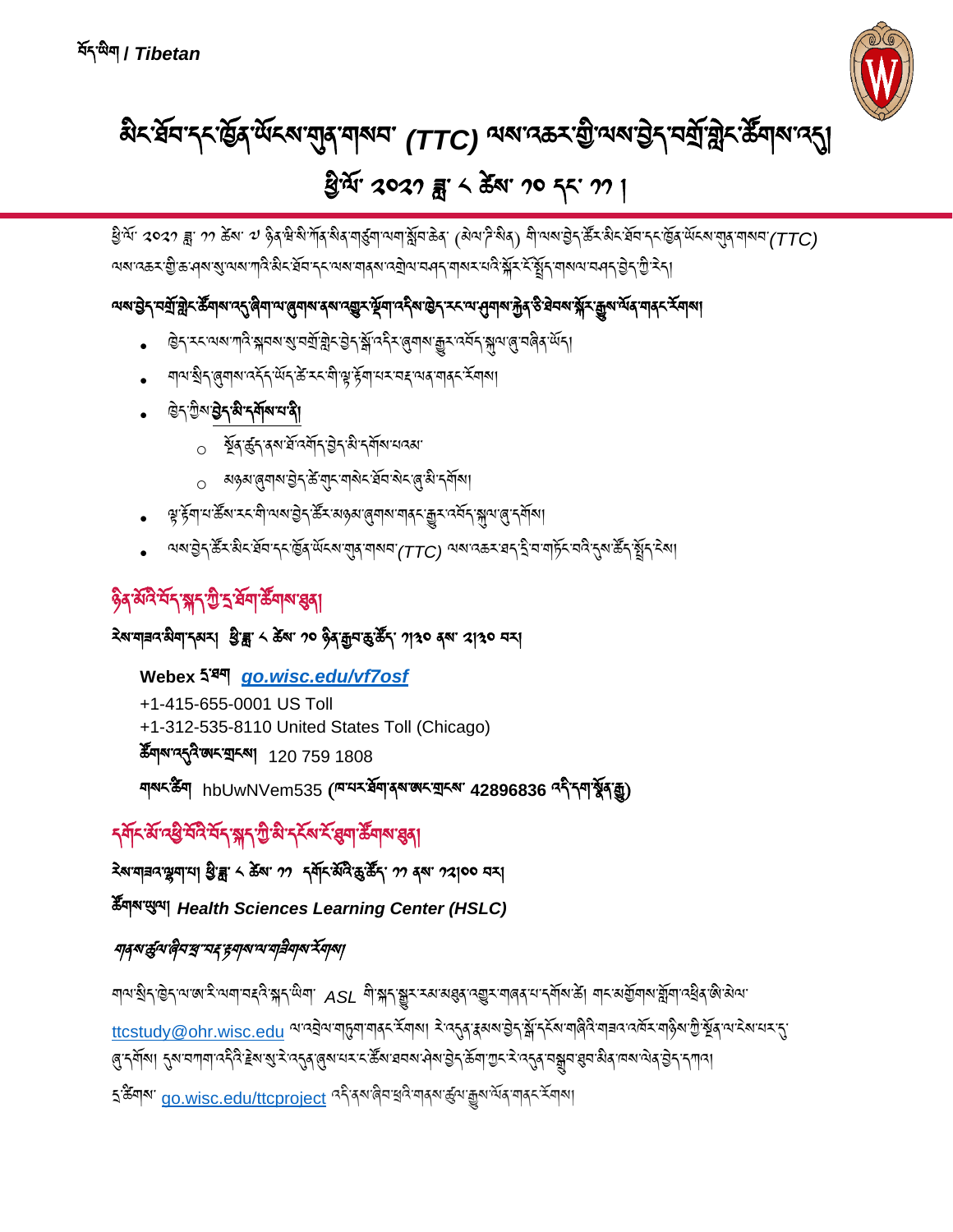བོད་ཡིག / *Tibetan*

# མིང་ཐོབ་དང་ཁྱིམ་ཡོངས་གྲུབ་གསབ་ (TTC) ལས་འཆར་གྱི་ལས་བྱེད་བགྲོ་གླེང་ཚོགས་འདུ།

## ཕྱི་ལོ་ ༢༠༢༡ ཟླ་ ༨ ཚེས་ ༡༠ དང་ ༡༡ །

ཕྱི་ལོ་ ༢༠༢༡ ཟླ་ ༡༡ ཚེས་ ༧ ཉིན་ཕྱི་མི་ཀོན་སིན་གཙུག་ལག་སློབ་ཆེན་ (མེལ་ཉི་སིན) གི་ལས་བྱེད་ཚོར་མིང་ཐོབ་དང་ཁྱིམ་ཡོངས་གྲུབ་གསབ་(TTC) ལས་འཆར་གྱི་ཆ་ཤས་སུ་ལས་ཀའི་མིང་ཐོབ་དང་ལས་གནས་འགྲེལ་བཤད་གསར་པའི་སྐོར་རྩོད་གསལ་བཤད་བྱེད་ཀྱི་རེད།

**ལས་བྱེད་བགྲོ་གླེང་ཚོགས་འདུ་ཞིག་ལ་ཞུགས་ནས་འགྱུར་ལྡོག་འདི་ཁྱེད་རང་ལ་ཤུགས་རྐྱེན་ཅི་ཐེབས་སྐོར་རྒྱུས་ལོན་གནང་རོགས།**

- ཁྱེད་རང་ལས་ཀའི་སྐབས་སུ་བགྲོ་གླེང་བྱེད་སྒོ་འདིར་ཞུགས་རྒྱུར་འཐོད་སྐྱལ་ཞུ་བཞིན་ཡོད།
- གལ་སྲིད་ཞུགས་འདོད་ཡོད་ཚེ་རང་གི་ལྟ་ཚོགས་པར་བཟོ་ལན་གནང་རོགས།
- ཁྱེད་ཀྱིས་**བྱེད་མི་དགོས་པ་ནི།**
  - ◦ སྔོན་ཚུད་ནས་ཐོ་འགོད་བྱེད་མི་དགོས་པའམ་
  - ◦ མཉམ་ཞུགས་བྱེད་ཆེ་གྲང་གསེང་ཐོབ་སེར་ཞུ་མི་དགོས།
- ལྟ་ཚོགས་པ་ཚོས་རང་གི་ལས་བྱེད་ཚོར་མཉམ་ཞུགས་གནང་རྒྱུར་འཐོད་སྐྱལ་ཞུ་དགོས།
- ལས་བྱེད་ཚོར་མིང་ཐོབ་དང་ཁྱིམ་ཡོངས་གྲུབ་གསབ་(TTC) ལས་འཆར་ཐད་དྲི་བ་གཏོང་བའི་དུས་ཚོད་སྤྲོད་རེས།

## ཉིན་མོའི་བོད་སྐད་ཀྱི་ཐོག་ཚོགས་ཐུན།

**རེས་གཟའ་མིག་དམར། ཕྱི་ཟླ་ ༨ ཚེས་ ༡༠ ཉིན་རྒྱབ་ཆུ་ཚོད་ ༡།༣༠ ནས་ ༢།༣༠ བར།**

**Webex** དྲ་ཐག [go.wisc.edu/vf7osf](https://go.wisc.edu/vf7osf)

+1-415-655-0001 US Toll
+1-312-535-8110 United States Toll (Chicago)
ཚོགས་འདུའི་ཨང་གྲངས། 120 759 1808

**གསང་ཚིག** hbUwNVem535 (**ཁ་པར་ཐོག་ནས་ཨང་གྲངས་ 42896836 འདི་དག་སྤྱོད་རྒྱུ**)

## དགོང་མོ་འཕྱི་པོའི་བོད་སྐད་ཀྱི་མི་དངོས་རྟོགས་ཚོགས་ཐུན།

**རེས་གཟའ་ལྷག་པ། ཕྱི་ཟླ་ ༨ ཚེས་ ༡༡ དགོང་མོའི་ཆུ་ཚོད་ ༡༡ ནས་ ༡༢།༠༠ བར།**

**ཚོགས་ཡུལ།** ***Health Sciences Learning Center (HSLC)***

*གནས་ཚུལ་ཞིབ་ཕྲ་བརྡ་རྟགས་ལ་གཟིགས་རོགས།*

གལ་སྲིད་ཁྱེད་ལ་ཨ་རི་ལག་བརྡའི་སྐད་ཡིག་ ASL གི་སྐད་སྒྱུར་རམ་མཐུན་འགྱུར་གཞན་པ་དགོས་ཚེ། གང་མགྱོགས་སྒོག་འཕྲིན་ཨི་མེལ་ [ttcstudy@ohr.wisc.edu](mailto:ttcstudy@ohr.wisc.edu) ལ་འབྲེལ་གཏུག་གནང་རོགས། དེ་འདྲའི་རྣམས་བྱེད་སྒོ་དངོས་གཞིའི་གཟའ་འཁོར་གཉིས་ཀྱི་སྔོན་ལ་རེས་པར་དུ་ཞུ་དགོས། དུས་བཀག་འདིའི་རྗེས་སུ་རེ་འདྲའི་ཞུ་བ་ང་ཚོས་ཐབས་ཤེས་བྱེད་ཆོག་ཀྱང་རེ་འདྲའི་བསྒྲུབ་ཐུབ་མིན་ཁས་ལེན་བྱེད་དཀའ།

ཆ་ཚོགས་ [go.wisc.edu/ttcproject](https://go.wisc.edu/ttcproject) འདི་ནས་ཞིབ་ཕྲའི་གནས་ཚུལ་རྒྱུས་ལོན་གནང་རོགས།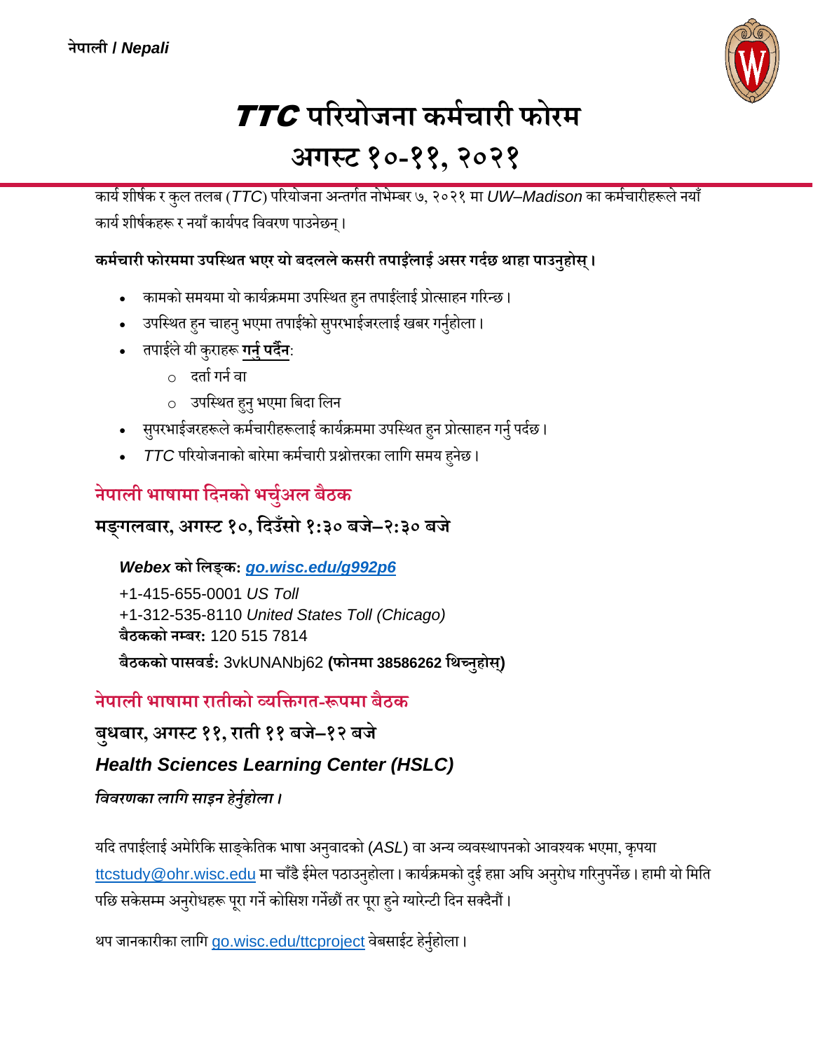नेपाली / *Nepali*

# ***TTC*** परियोजना कर्मचारी फोरम

# अगस्ट १०-११, २०२१

कार्य शीर्षक र कुल तलब (*TTC*) परियोजना अन्तर्गत नोभेम्बर ७, २०२१ मा *UW–Madison* का कर्मचारीहरूले नयाँ कार्य शीर्षकहरू र नयाँ कार्यपद विवरण पाउनेछन्।

**कर्मचारी फोरममा उपस्थित भएर यो बदलले कसरी तपाईंलाई असर गर्दछ थाहा पाउनुहोस्।**

- कामको समयमा यो कार्यक्रममा उपस्थित हुन तपाईंलाई प्रोत्साहन गरिन्छ।
- उपस्थित हुन चाहनु भएमा तपाईंको सुपरभाईजरलाई खबर गर्नुहोला।
- तपाईंले यी कुराहरू **गर्नु पर्दैन**:
  - दर्ता गर्न वा
  - उपस्थित हुनु भएमा बिदा लिन
- सुपरभाईजरहरूले कर्मचारीहरूलाई कार्यक्रममा उपस्थित हुन प्रोत्साहन गर्नु पर्दछ।
- *TTC* परियोजनाको बारेमा कर्मचारी प्रश्नोत्तरका लागि समय हुनेछ।

## नेपाली भाषामा दिनको भर्चुअल बैठक

### मङ्गलबार, अगस्ट १०, दिउँसो १:३० बजे–२:३० बजे

***Webex* को लिङ्क: *go.wisc.edu/g992p6***

+1-415-655-0001 *US Toll*
+1-312-535-8110 *United States Toll (Chicago)*
**बैठकको नम्बर:** 120 515 7814

**बैठकको पासवर्ड:** 3vkUNANbj62 **(फोनमा 38586262 थिच्नुहोस्)**

## नेपाली भाषामा रातीको व्यक्तिगत-रूपमा बैठक

### बुधबार, अगस्ट ११, राती ११ बजे–१२ बजे

### *Health Sciences Learning Center (HSLC)*

***विवरणका लागि साइन हेर्नुहोला।***

यदि तपाईंलाई अमेरिकि साङ्केतिक भाषा अनुवादको (*ASL*) वा अन्य व्यवस्थापनको आवश्यक भएमा, कृपया ttcstudy@ohr.wisc.edu मा चाँडै ईमेल पठाउनुहोला। कार्यक्रमको दुई हप्ता अघि अनुरोध गरिनुपर्नेछ। हामी यो मिति पछि सकेसम्म अनुरोधहरू पूरा गर्ने कोसिश गर्नेछौं तर पूरा हुने ग्यारेन्टी दिन सक्दैनौं।

थप जानकारीका लागि go.wisc.edu/ttcproject वेबसाईट हेर्नुहोला।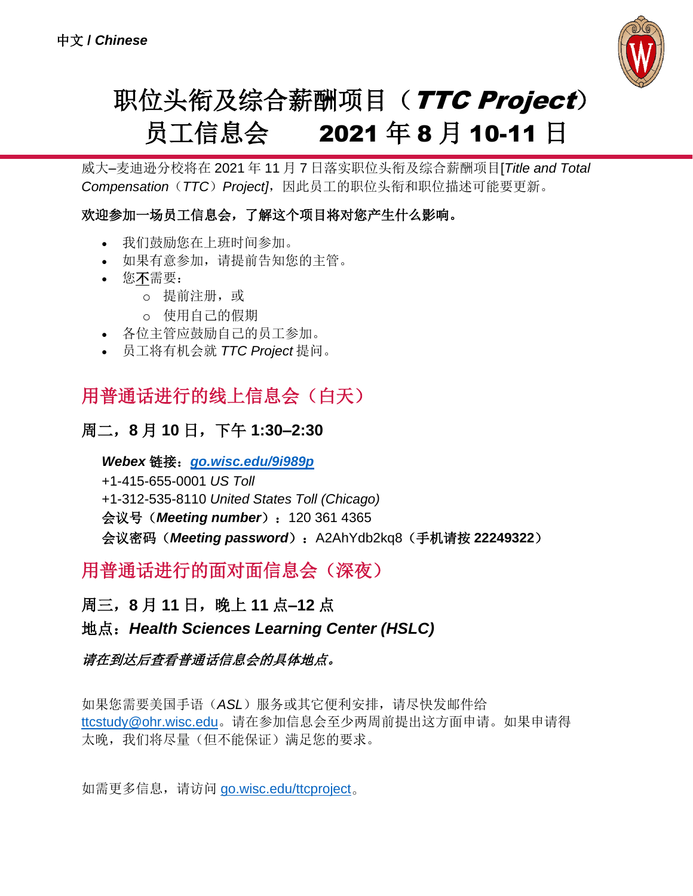中文 / *Chinese*

# 职位头衔及综合薪酬项目（*TTC Project*）员工信息会　　2021 年 8 月 10-11 日

威大–麦迪逊分校将在 2021 年 11 月 7 日落实职位头衔及综合薪酬项目[*Title and Total Compensation*（*TTC*）*Project]*，因此员工的职位头衔和职位描述可能要更新。

**欢迎参加一场员工信息会，了解这个项目将对您产生什么影响。**

- 我们鼓励您在上班时间参加。
- 如果有意参加，请提前告知您的主管。
- 您不需要：
  - 提前注册，或
  - 使用自己的假期
- 各位主管应鼓励自己的员工参加。
- 员工将有机会就 *TTC Project* 提问。

## 用普通话进行的线上信息会（白天）

### 周二，8 月 10 日，下午 1:30–2:30

***Webex* 链接：*go.wisc.edu/9i989p***
+1-415-655-0001 *US Toll*
+1-312-535-8110 *United States Toll (Chicago)*
**会议号（*Meeting number*）：**120 361 4365
**会议密码（*Meeting password*）：**A2AhYdb2kq8（**手机请按 22249322**）

## 用普通话进行的面对面信息会（深夜）

### 周三，8 月 11 日，晚上 11 点–12 点

### 地点：*Health Sciences Learning Center (HSLC)*

***请在到达后查看普通话信息会的具体地点。***

如果您需要美国手语（*ASL*）服务或其它便利安排，请尽快发邮件给 ttcstudy@ohr.wisc.edu。请在参加信息会至少两周前提出这方面申请。如果申请得太晚，我们将尽量（但不能保证）满足您的要求。

如需更多信息，请访问 go.wisc.edu/ttcproject。